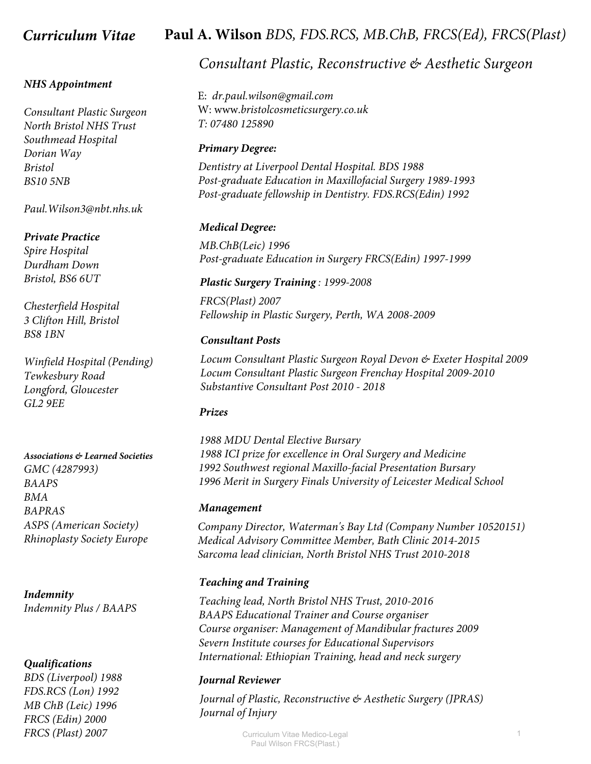# *Curriculum Vitae* — **Paul A. Wilson** *BDS, FDS.RCS, MB.ChB, FRCS(Ed), FRCS(Plast)*

## *Consultant Plastic, Reconstructive & Aesthetic Surgeon*

E: *dr.paul.wilson@gmail.com*
W: www.*bristolcosmeticsurgery.co.uk*
*T: 07480 125890*

### *NHS Appointment*

*Consultant Plastic Surgeon*
*North Bristol NHS Trust*
*Southmead Hospital*
*Dorian Way*
*Bristol*
*BS10 5NB*

*Paul.Wilson3@nbt.nhs.uk*

### *Private Practice*

*Spire Hospital*
*Durdham Down*
*Bristol, BS6 6UT*

*Chesterfield Hospital*
*3 Clifton Hill, Bristol*
*BS8 1BN*

*Winfield Hospital (Pending)*
*Tewkesbury Road*
*Longford, Gloucester*
*GL2 9EE*

### *Associations & Learned Societies*

*GMC (4287993)*
*BAAPS*
*BMA*
*BAPRAS*
*ASPS (American Society)*
*Rhinoplasty Society Europe*

### *Indemnity*

*Indemnity Plus / BAAPS*

### *Qualifications*

*BDS (Liverpool) 1988*
*FDS.RCS (Lon) 1992*
*MB ChB (Leic) 1996*
*FRCS (Edin) 2000*
*FRCS (Plast) 2007*

### *Primary Degree:*

*Dentistry at Liverpool Dental Hospital. BDS 1988*
*Post-graduate Education in Maxillofacial Surgery 1989-1993*
*Post-graduate fellowship in Dentistry. FDS.RCS(Edin) 1992*

### *Medical Degree:*

*MB.ChB(Leic) 1996*
*Post-graduate Education in Surgery FRCS(Edin) 1997-1999*

### *Plastic Surgery Training : 1999-2008*

*FRCS(Plast) 2007*
*Fellowship in Plastic Surgery, Perth, WA 2008-2009*

### *Consultant Posts*

*Locum Consultant Plastic Surgeon Royal Devon & Exeter Hospital 2009*
*Locum Consultant Plastic Surgeon Frenchay Hospital 2009-2010*
*Substantive Consultant Post 2010 - 2018*

### *Prizes*

*1988 MDU Dental Elective Bursary*
*1988 ICI prize for excellence in Oral Surgery and Medicine*
*1992 Southwest regional Maxillo-facial Presentation Bursary*
*1996 Merit in Surgery Finals University of Leicester Medical School*

### *Management*

*Company Director, Waterman's Bay Ltd (Company Number 10520151)*
*Medical Advisory Committee Member, Bath Clinic 2014-2015*
*Sarcoma lead clinician, North Bristol NHS Trust 2010-2018*

### *Teaching and Training*

*Teaching lead, North Bristol NHS Trust, 2010-2016*
*BAAPS Educational Trainer and Course organiser*
*Course organiser: Management of Mandibular fractures 2009*
*Severn Institute courses for Educational Supervisors*
*International: Ethiopian Training, head and neck surgery*

### *Journal Reviewer*

*Journal of Plastic, Reconstructive & Aesthetic Surgery (JPRAS)*
*Journal of Injury*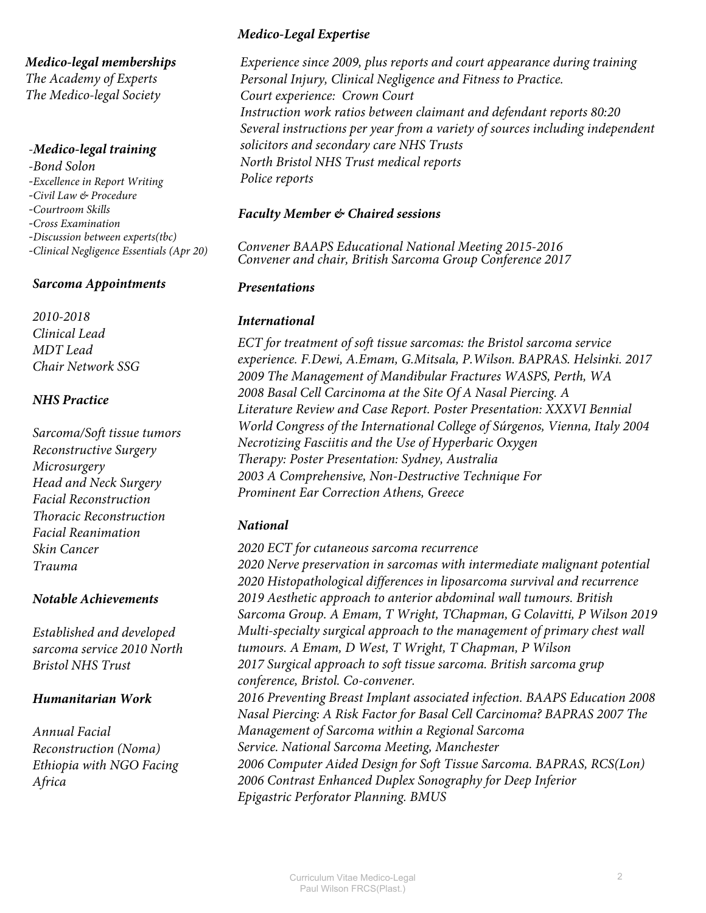### Medico-legal memberships

The Academy of Experts
The Medico-legal Society

### -Medico-legal training

-Bond Solon
-Excellence in Report Writing
-Civil Law & Procedure
-Courtroom Skills
-Cross Examination
-Discussion between experts(tbc)
-Clinical Negligence Essentials (Apr 20)

### Sarcoma Appointments

2010-2018
Clinical Lead
MDT Lead
Chair Network SSG

### NHS Practice

Sarcoma/Soft tissue tumors
Reconstructive Surgery
Microsurgery
Head and Neck Surgery
Facial Reconstruction
Thoracic Reconstruction
Facial Reanimation
Skin Cancer
Trauma

### Notable Achievements

Established and developed sarcoma service 2010 North Bristol NHS Trust

### Humanitarian Work

Annual Facial Reconstruction (Noma) Ethiopia with NGO Facing Africa

### Medico-Legal Expertise

Experience since 2009, plus reports and court appearance during training
Personal Injury, Clinical Negligence and Fitness to Practice.
Court experience: Crown Court
Instruction work ratios between claimant and defendant reports 80:20
Several instructions per year from a variety of sources including independent solicitors and secondary care NHS Trusts
North Bristol NHS Trust medical reports
Police reports

### Faculty Member & Chaired sessions

Convener BAAPS Educational National Meeting 2015-2016
Convener and chair, British Sarcoma Group Conference 2017

### Presentations

#### International

ECT for treatment of soft tissue sarcomas: the Bristol sarcoma service experience. F.Dewi, A.Emam, G.Mitsala, P.Wilson. BAPRAS. Helsinki. 2017
2009 The Management of Mandibular Fractures WASPS, Perth, WA
2008 Basal Cell Carcinoma at the Site Of A Nasal Piercing. A Literature Review and Case Report. Poster Presentation: XXXVI Bennial World Congress of the International College of Súrgenos, Vienna, Italy 2004 Necrotizing Fasciitis and the Use of Hyperbaric Oxygen Therapy: Poster Presentation: Sydney, Australia
2003 A Comprehensive, Non-Destructive Technique For Prominent Ear Correction Athens, Greece

#### National

2020 ECT for cutaneous sarcoma recurrence
2020 Nerve preservation in sarcomas with intermediate malignant potential
2020 Histopathological differences in liposarcoma survival and recurrence
2019 Aesthetic approach to anterior abdominal wall tumours. British Sarcoma Group. A Emam, T Wright, TChapman, G Colavitti, P Wilson 2019 Multi-specialty surgical approach to the management of primary chest wall tumours. A Emam, D West, T Wright, T Chapman, P Wilson
2017 Surgical approach to soft tissue sarcoma. British sarcoma grup conference, Bristol. Co-convener.
2016 Preventing Breast Implant associated infection. BAAPS Education 2008 Nasal Piercing: A Risk Factor for Basal Cell Carcinoma? BAPRAS 2007 The Management of Sarcoma within a Regional Sarcoma Service. National Sarcoma Meeting, Manchester
2006 Computer Aided Design for Soft Tissue Sarcoma. BAPRAS, RCS(Lon)
2006 Contrast Enhanced Duplex Sonography for Deep Inferior Epigastric Perforator Planning. BMUS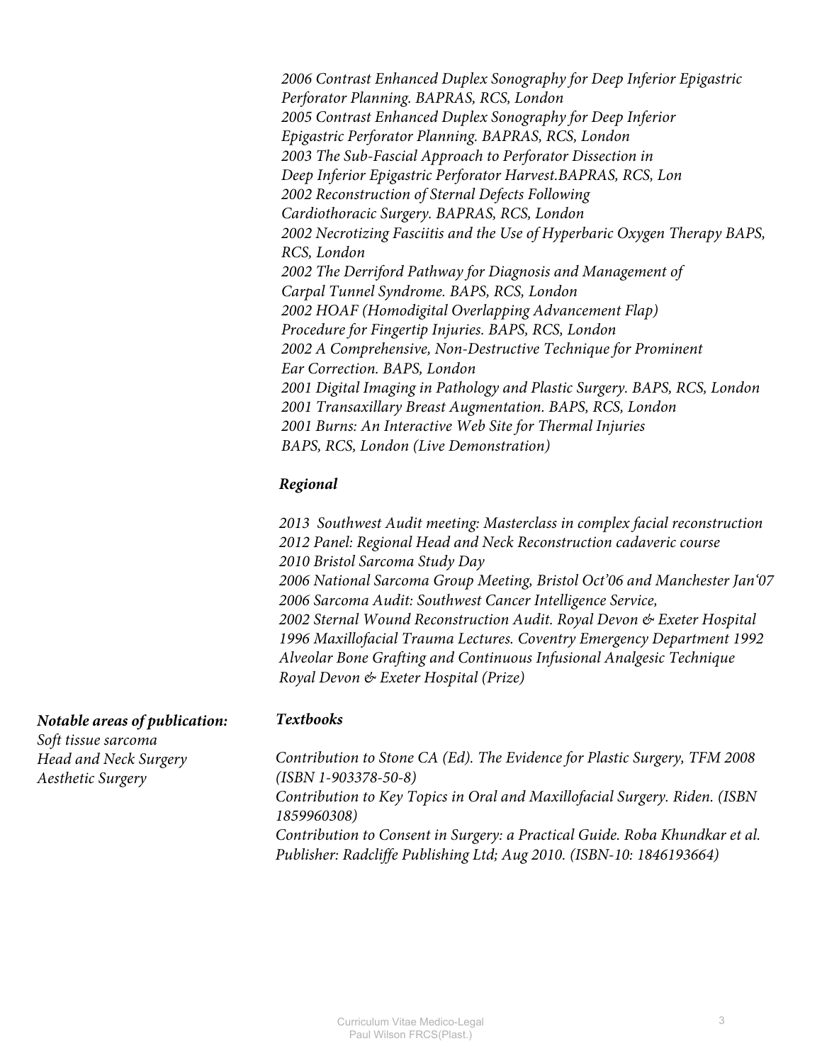*2006 Contrast Enhanced Duplex Sonography for Deep Inferior Epigastric Perforator Planning. BAPRAS, RCS, London*
*2005 Contrast Enhanced Duplex Sonography for Deep Inferior Epigastric Perforator Planning. BAPRAS, RCS, London*
*2003 The Sub-Fascial Approach to Perforator Dissection in Deep Inferior Epigastric Perforator Harvest.BAPRAS, RCS, Lon*
*2002 Reconstruction of Sternal Defects Following Cardiothoracic Surgery. BAPRAS, RCS, London*
*2002 Necrotizing Fasciitis and the Use of Hyperbaric Oxygen Therapy BAPS, RCS, London*
*2002 The Derriford Pathway for Diagnosis and Management of Carpal Tunnel Syndrome. BAPS, RCS, London*
*2002 HOAF (Homodigital Overlapping Advancement Flap) Procedure for Fingertip Injuries. BAPS, RCS, London*
*2002 A Comprehensive, Non-Destructive Technique for Prominent Ear Correction. BAPS, London*
*2001 Digital Imaging in Pathology and Plastic Surgery. BAPS, RCS, London*
*2001 Transaxillary Breast Augmentation. BAPS, RCS, London*
*2001 Burns: An Interactive Web Site for Thermal Injuries BAPS, RCS, London (Live Demonstration)*

### *Regional*

*2013 Southwest Audit meeting: Masterclass in complex facial reconstruction*
*2012 Panel: Regional Head and Neck Reconstruction cadaveric course*
*2010 Bristol Sarcoma Study Day*
*2006 National Sarcoma Group Meeting, Bristol Oct'06 and Manchester Jan'07*
*2006 Sarcoma Audit: Southwest Cancer Intelligence Service,*
*2002 Sternal Wound Reconstruction Audit. Royal Devon & Exeter Hospital*
*1996 Maxillofacial Trauma Lectures. Coventry Emergency Department 1992 Alveolar Bone Grafting and Continuous Infusional Analgesic Technique Royal Devon & Exeter Hospital (Prize)*

***Notable areas of publication:***
*Soft tissue sarcoma*
*Head and Neck Surgery*
*Aesthetic Surgery*

### *Textbooks*

*Contribution to Stone CA (Ed). The Evidence for Plastic Surgery, TFM 2008 (ISBN 1-903378-50-8)*
*Contribution to Key Topics in Oral and Maxillofacial Surgery. Riden. (ISBN 1859960308)*
*Contribution to Consent in Surgery: a Practical Guide. Roba Khundkar et al. Publisher: Radcliffe Publishing Ltd; Aug 2010. (ISBN-10: 1846193664)*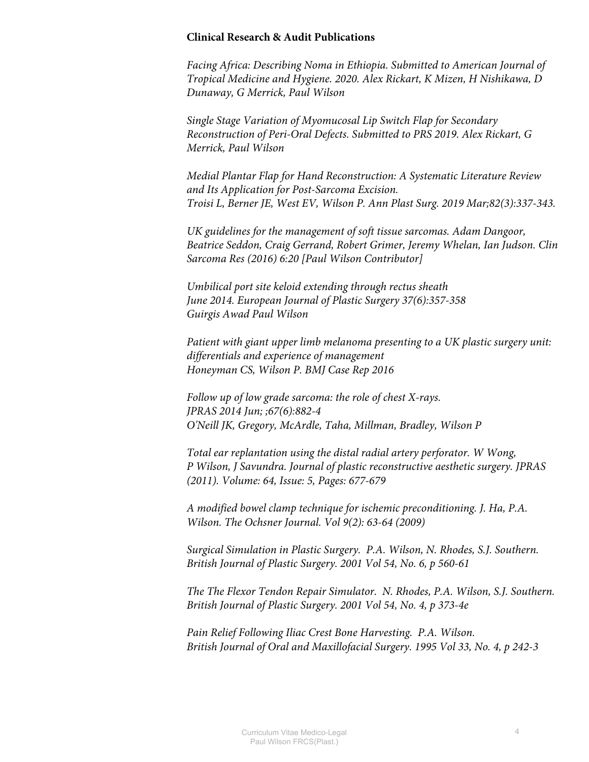**Clinical Research & Audit Publications**

*Facing Africa: Describing Noma in Ethiopia. Submitted to American Journal of Tropical Medicine and Hygiene. 2020. Alex Rickart, K Mizen, H Nishikawa, D Dunaway, G Merrick, Paul Wilson*

*Single Stage Variation of Myomucosal Lip Switch Flap for Secondary Reconstruction of Peri-Oral Defects. Submitted to PRS 2019. Alex Rickart, G Merrick, Paul Wilson*

*Medial Plantar Flap for Hand Reconstruction: A Systematic Literature Review and Its Application for Post-Sarcoma Excision.*
*Troisi L, Berner JE, West EV, Wilson P. Ann Plast Surg. 2019 Mar;82(3):337-343.*

*UK guidelines for the management of soft tissue sarcomas. Adam Dangoor, Beatrice Seddon, Craig Gerrand, Robert Grimer, Jeremy Whelan, Ian Judson. Clin Sarcoma Res (2016) 6:20 [Paul Wilson Contributor]*

*Umbilical port site keloid extending through rectus sheath*
*June 2014. European Journal of Plastic Surgery 37(6):357-358*
*Guirgis Awad Paul Wilson*

*Patient with giant upper limb melanoma presenting to a UK plastic surgery unit: differentials and experience of management*
*Honeyman CS, Wilson P. BMJ Case Rep 2016*

*Follow up of low grade sarcoma: the role of chest X-rays.*
*JPRAS 2014 Jun; ;67(6):882-4*
*O'Neill JK, Gregory, McArdle, Taha, Millman, Bradley, Wilson P*

*Total ear replantation using the distal radial artery perforator. W Wong, P Wilson, J Savundra. Journal of plastic reconstructive aesthetic surgery. JPRAS (2011). Volume: 64, Issue: 5, Pages: 677-679*

*A modified bowel clamp technique for ischemic preconditioning. J. Ha, P.A. Wilson. The Ochsner Journal. Vol 9(2): 63-64 (2009)*

*Surgical Simulation in Plastic Surgery. P.A. Wilson, N. Rhodes, S.J. Southern. British Journal of Plastic Surgery. 2001 Vol 54, No. 6, p 560-61*

*The The Flexor Tendon Repair Simulator. N. Rhodes, P.A. Wilson, S.J. Southern. British Journal of Plastic Surgery. 2001 Vol 54, No. 4, p 373-4e*

*Pain Relief Following Iliac Crest Bone Harvesting. P.A. Wilson. British Journal of Oral and Maxillofacial Surgery. 1995 Vol 33, No. 4, p 242-3*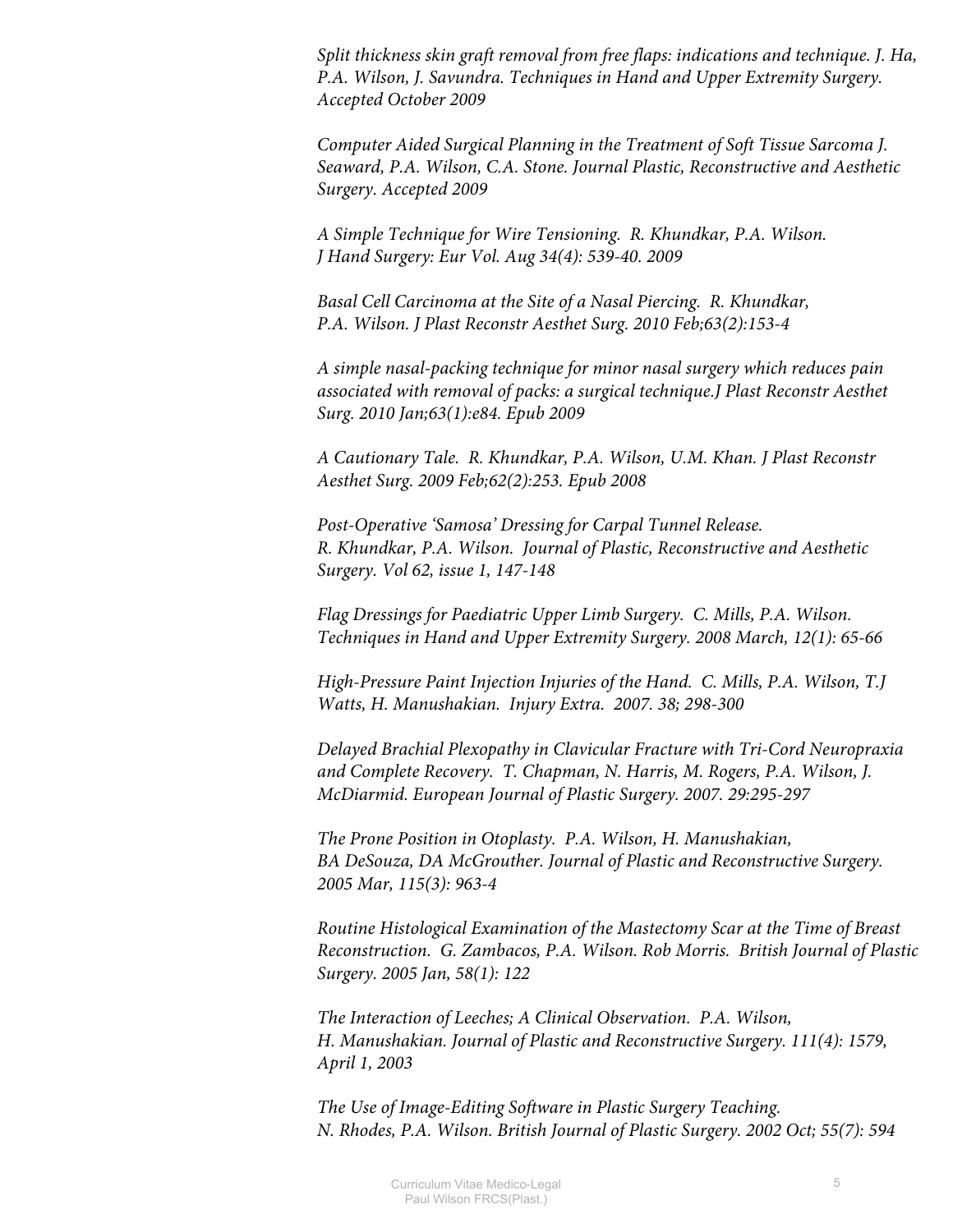*Split thickness skin graft removal from free flaps: indications and technique. J. Ha, P.A. Wilson, J. Savundra. Techniques in Hand and Upper Extremity Surgery. Accepted October 2009*

*Computer Aided Surgical Planning in the Treatment of Soft Tissue Sarcoma J. Seaward, P.A. Wilson, C.A. Stone. Journal Plastic, Reconstructive and Aesthetic Surgery. Accepted 2009*

*A Simple Technique for Wire Tensioning. R. Khundkar, P.A. Wilson. J Hand Surgery: Eur Vol. Aug 34(4): 539-40. 2009*

*Basal Cell Carcinoma at the Site of a Nasal Piercing. R. Khundkar, P.A. Wilson. J Plast Reconstr Aesthet Surg. 2010 Feb;63(2):153-4*

*A simple nasal-packing technique for minor nasal surgery which reduces pain associated with removal of packs: a surgical technique.J Plast Reconstr Aesthet Surg. 2010 Jan;63(1):e84. Epub 2009*

*A Cautionary Tale. R. Khundkar, P.A. Wilson, U.M. Khan. J Plast Reconstr Aesthet Surg. 2009 Feb;62(2):253. Epub 2008*

*Post-Operative 'Samosa' Dressing for Carpal Tunnel Release. R. Khundkar, P.A. Wilson. Journal of Plastic, Reconstructive and Aesthetic Surgery. Vol 62, issue 1, 147-148*

*Flag Dressings for Paediatric Upper Limb Surgery. C. Mills, P.A. Wilson. Techniques in Hand and Upper Extremity Surgery. 2008 March, 12(1): 65-66*

*High-Pressure Paint Injection Injuries of the Hand. C. Mills, P.A. Wilson, T.J Watts, H. Manushakian. Injury Extra. 2007. 38; 298-300*

*Delayed Brachial Plexopathy in Clavicular Fracture with Tri-Cord Neuropraxia and Complete Recovery. T. Chapman, N. Harris, M. Rogers, P.A. Wilson, J. McDiarmid. European Journal of Plastic Surgery. 2007. 29:295-297*

*The Prone Position in Otoplasty. P.A. Wilson, H. Manushakian, BA DeSouza, DA McGrouther. Journal of Plastic and Reconstructive Surgery. 2005 Mar, 115(3): 963-4*

*Routine Histological Examination of the Mastectomy Scar at the Time of Breast Reconstruction. G. Zambacos, P.A. Wilson. Rob Morris. British Journal of Plastic Surgery. 2005 Jan, 58(1): 122*

*The Interaction of Leeches; A Clinical Observation. P.A. Wilson, H. Manushakian. Journal of Plastic and Reconstructive Surgery. 111(4): 1579, April 1, 2003*

*The Use of Image-Editing Software in Plastic Surgery Teaching. N. Rhodes, P.A. Wilson. British Journal of Plastic Surgery. 2002 Oct; 55(7): 594*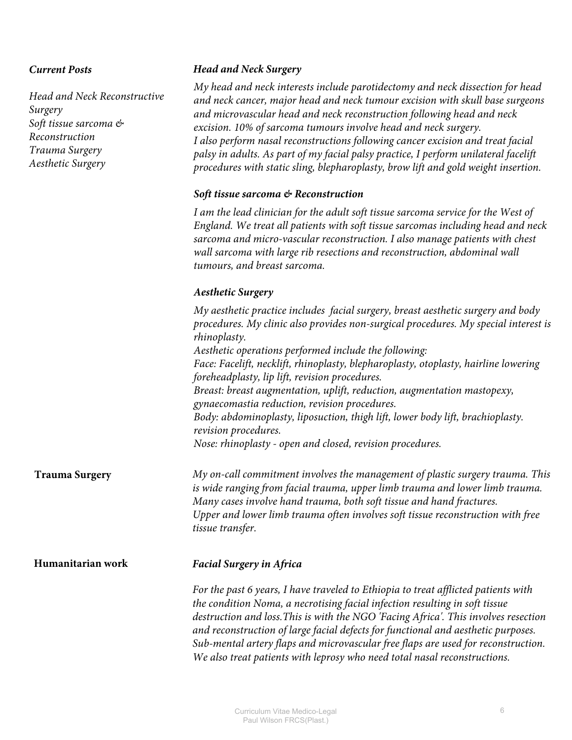***Current Posts***

*Head and Neck Reconstructive Surgery*
*Soft tissue sarcoma & Reconstruction*
*Trauma Surgery*
*Aesthetic Surgery*

***Head and Neck Surgery***

*My head and neck interests include parotidectomy and neck dissection for head and neck cancer, major head and neck tumour excision with skull base surgeons and microvascular head and neck reconstruction following head and neck excision. 10% of sarcoma tumours involve head and neck surgery.*
*I also perform nasal reconstructions following cancer excision and treat facial palsy in adults. As part of my facial palsy practice, I perform unilateral facelift procedures with static sling, blepharoplasty, brow lift and gold weight insertion.*

***Soft tissue sarcoma & Reconstruction***

*I am the lead clinician for the adult soft tissue sarcoma service for the West of England. We treat all patients with soft tissue sarcomas including head and neck sarcoma and micro-vascular reconstruction. I also manage patients with chest wall sarcoma with large rib resections and reconstruction, abdominal wall tumours, and breast sarcoma.*

***Aesthetic Surgery***

*My aesthetic practice includes facial surgery, breast aesthetic surgery and body procedures. My clinic also provides non-surgical procedures. My special interest is rhinoplasty.*
*Aesthetic operations performed include the following:*
*Face: Facelift, necklift, rhinoplasty, blepharoplasty, otoplasty, hairline lowering foreheadplasty, lip lift, revision procedures.*
*Breast: breast augmentation, uplift, reduction, augmentation mastopexy, gynaecomastia reduction, revision procedures.*
*Body: abdominoplasty, liposuction, thigh lift, lower body lift, brachioplasty. revision procedures.*
*Nose: rhinoplasty - open and closed, revision procedures.*

**Trauma Surgery**

*My on-call commitment involves the management of plastic surgery trauma. This is wide ranging from facial trauma, upper limb trauma and lower limb trauma. Many cases involve hand trauma, both soft tissue and hand fractures.*
*Upper and lower limb trauma often involves soft tissue reconstruction with free tissue transfer.*

**Humanitarian work**

***Facial Surgery in Africa***

*For the past 6 years, I have traveled to Ethiopia to treat afflicted patients with the condition Noma, a necrotising facial infection resulting in soft tissue destruction and loss.This is with the NGO 'Facing Africa'. This involves resection and reconstruction of large facial defects for functional and aesthetic purposes. Sub-mental artery flaps and microvascular free flaps are used for reconstruction. We also treat patients with leprosy who need total nasal reconstructions.*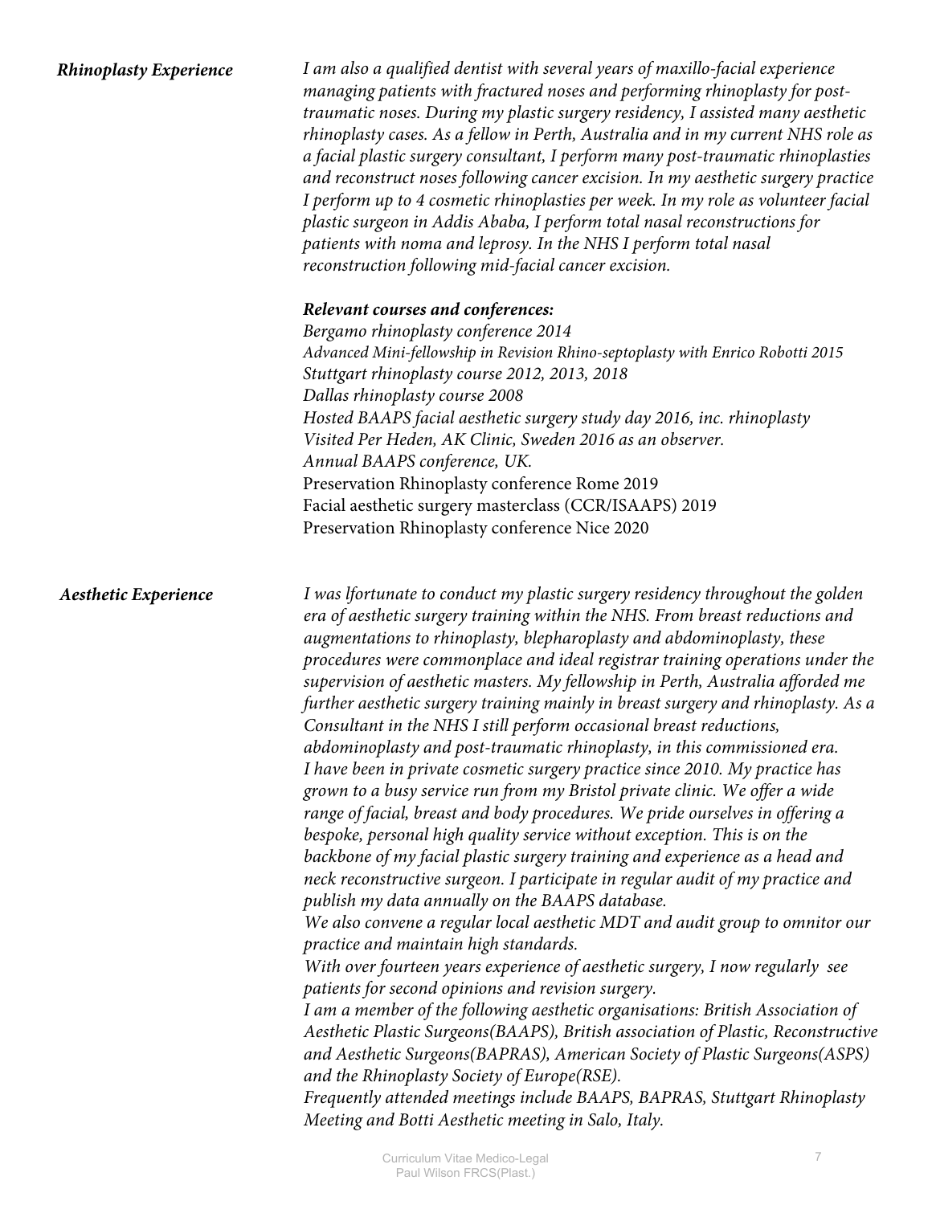***Rhinoplasty Experience***

*I am also a qualified dentist with several years of maxillo-facial experience managing patients with fractured noses and performing rhinoplasty for post-traumatic noses. During my plastic surgery residency, I assisted many aesthetic rhinoplasty cases. As a fellow in Perth, Australia and in my current NHS role as a facial plastic surgery consultant, I perform many post-traumatic rhinoplasties and reconstruct noses following cancer excision. In my aesthetic surgery practice I perform up to 4 cosmetic rhinoplasties per week. In my role as volunteer facial plastic surgeon in Addis Ababa, I perform total nasal reconstructions for patients with noma and leprosy. In the NHS I perform total nasal reconstruction following mid-facial cancer excision.*

***Relevant courses and conferences:***

*Bergamo rhinoplasty conference 2014*
*Advanced Mini-fellowship in Revision Rhino-septoplasty with Enrico Robotti 2015*
*Stuttgart rhinoplasty course 2012, 2013, 2018*
*Dallas rhinoplasty course 2008*
*Hosted BAAPS facial aesthetic surgery study day 2016, inc. rhinoplasty*
*Visited Per Heden, AK Clinic, Sweden 2016 as an observer.*
*Annual BAAPS conference, UK.*
Preservation Rhinoplasty conference Rome 2019
Facial aesthetic surgery masterclass (CCR/ISAAPS) 2019
Preservation Rhinoplasty conference Nice 2020

***Aesthetic Experience***

*I was lfortunate to conduct my plastic surgery residency throughout the golden era of aesthetic surgery training within the NHS. From breast reductions and augmentations to rhinoplasty, blepharoplasty and abdominoplasty, these procedures were commonplace and ideal registrar training operations under the supervision of aesthetic masters. My fellowship in Perth, Australia afforded me further aesthetic surgery training mainly in breast surgery and rhinoplasty. As a Consultant in the NHS I still perform occasional breast reductions, abdominoplasty and post-traumatic rhinoplasty, in this commissioned era.*
*I have been in private cosmetic surgery practice since 2010. My practice has grown to a busy service run from my Bristol private clinic. We offer a wide range of facial, breast and body procedures. We pride ourselves in offering a bespoke, personal high quality service without exception. This is on the backbone of my facial plastic surgery training and experience as a head and neck reconstructive surgeon. I participate in regular audit of my practice and publish my data annually on the BAAPS database.*
*We also convene a regular local aesthetic MDT and audit group to omnitor our practice and maintain high standards.*
*With over fourteen years experience of aesthetic surgery, I now regularly see patients for second opinions and revision surgery.*
*I am a member of the following aesthetic organisations: British Association of Aesthetic Plastic Surgeons(BAAPS), British association of Plastic, Reconstructive and Aesthetic Surgeons(BAPRAS), American Society of Plastic Surgeons(ASPS) and the Rhinoplasty Society of Europe(RSE).*
*Frequently attended meetings include BAAPS, BAPRAS, Stuttgart Rhinoplasty Meeting and Botti Aesthetic meeting in Salo, Italy.*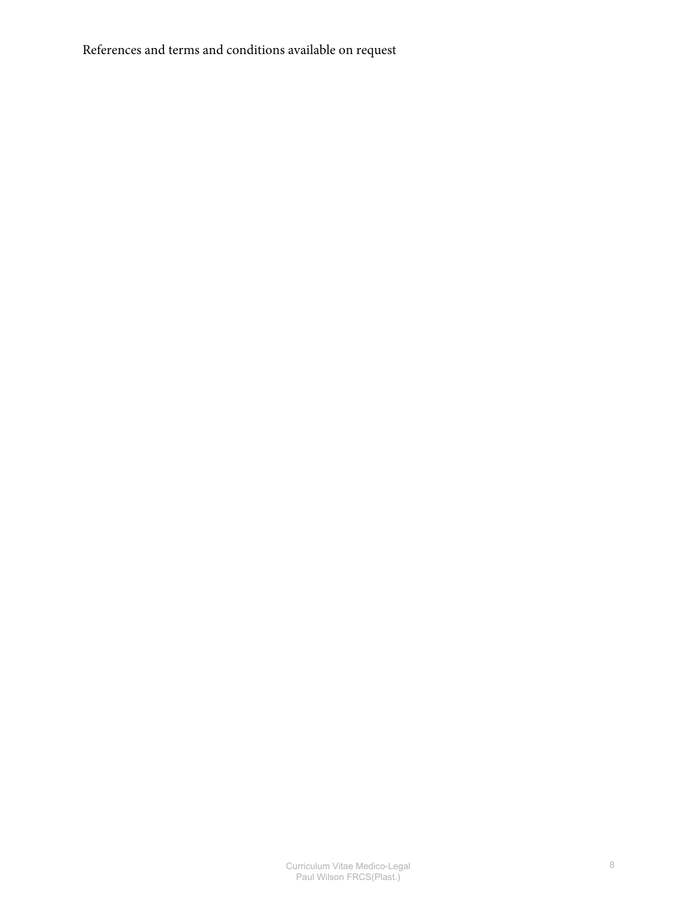References and terms and conditions available on request